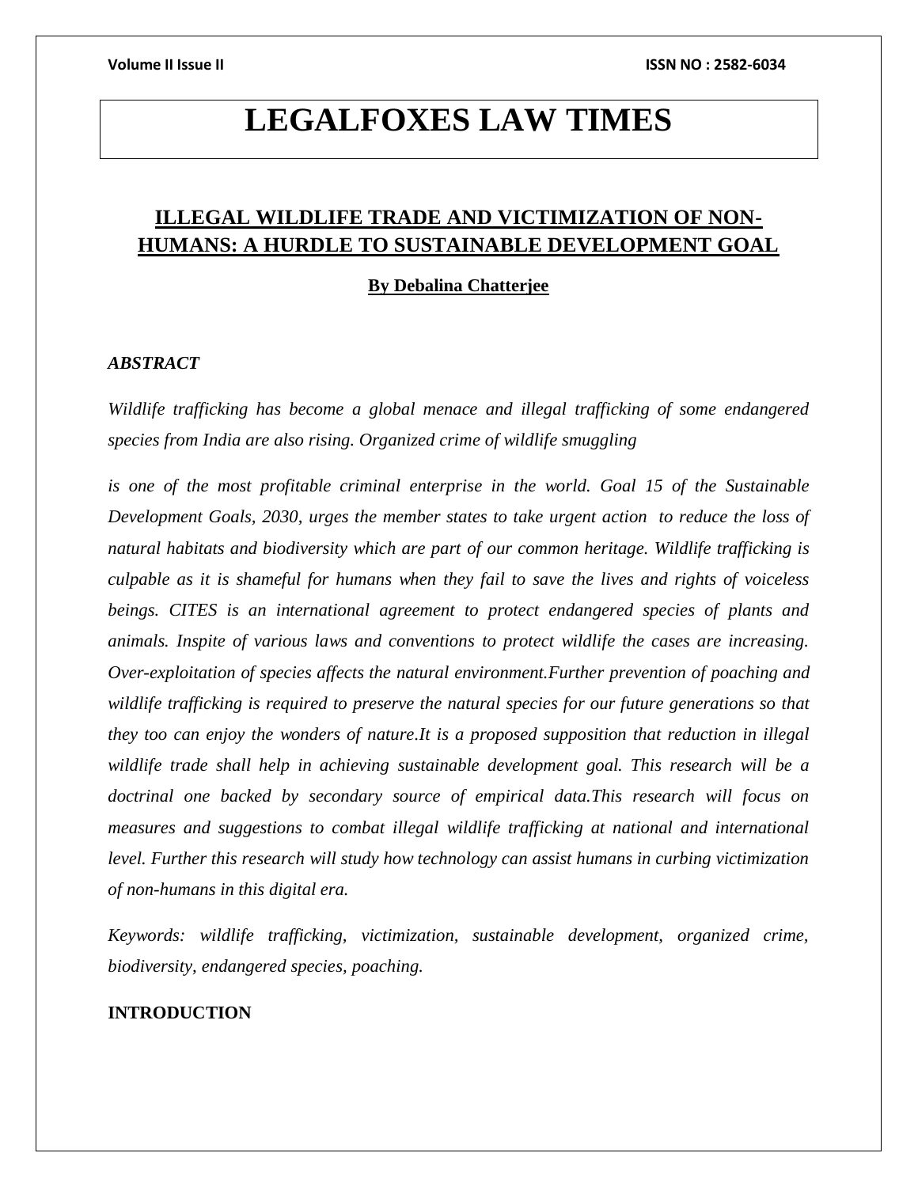# LEGALFOXES LAW TIMES

## ILLEGAL WILDLIFE TRADE AND VICTIMIZATION OF NON-HUMANS: A HURDLE TO SUSTAINABLE DEVELOPMENT GOAL

**By Debalina Chatterjee**

***ABSTRACT***

*Wildlife trafficking has become a global menace and illegal trafficking of some endangered species from India are also rising. Organized crime of wildlife smuggling*

*is one of the most profitable criminal enterprise in the world. Goal 15 of the Sustainable Development Goals, 2030, urges the member states to take urgent action to reduce the loss of natural habitats and biodiversity which are part of our common heritage. Wildlife trafficking is culpable as it is shameful for humans when they fail to save the lives and rights of voiceless beings. CITES is an international agreement to protect endangered species of plants and animals. Inspite of various laws and conventions to protect wildlife the cases are increasing. Over-exploitation of species affects the natural environment.Further prevention of poaching and wildlife trafficking is required to preserve the natural species for our future generations so that they too can enjoy the wonders of nature.It is a proposed supposition that reduction in illegal wildlife trade shall help in achieving sustainable development goal. This research will be a doctrinal one backed by secondary source of empirical data.This research will focus on measures and suggestions to combat illegal wildlife trafficking at national and international level. Further this research will study how technology can assist humans in curbing victimization of non-humans in this digital era.*

*Keywords: wildlife trafficking, victimization, sustainable development, organized crime, biodiversity, endangered species, poaching.*

**INTRODUCTION**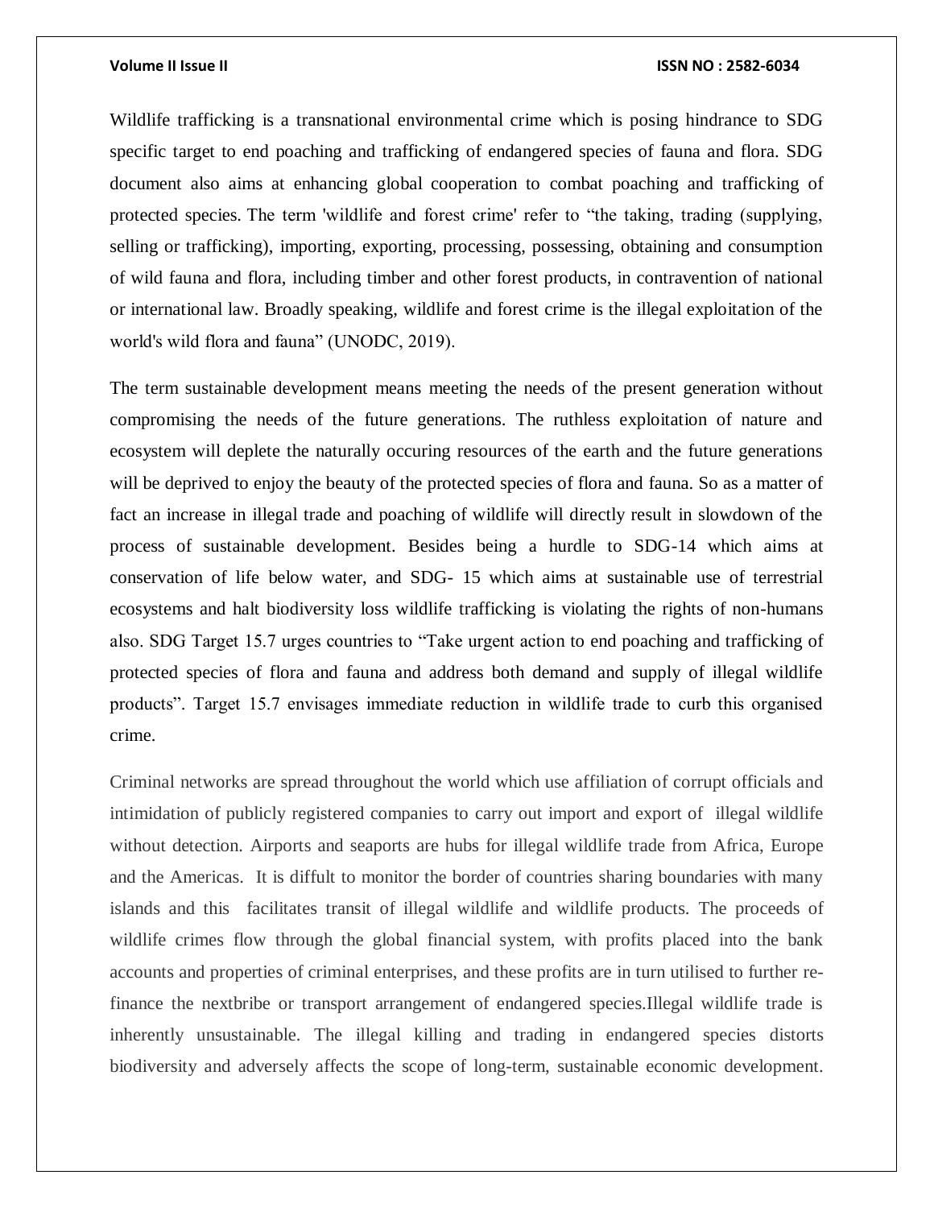Wildlife trafficking is a transnational environmental crime which is posing hindrance to SDG specific target to end poaching and trafficking of endangered species of fauna and flora. SDG document also aims at enhancing global cooperation to combat poaching and trafficking of protected species. The term 'wildlife and forest crime' refer to "the taking, trading (supplying, selling or trafficking), importing, exporting, processing, possessing, obtaining and consumption of wild fauna and flora, including timber and other forest products, in contravention of national or international law. Broadly speaking, wildlife and forest crime is the illegal exploitation of the world's wild flora and fauna" (UNODC, 2019).

The term sustainable development means meeting the needs of the present generation without compromising the needs of the future generations. The ruthless exploitation of nature and ecosystem will deplete the naturally occuring resources of the earth and the future generations will be deprived to enjoy the beauty of the protected species of flora and fauna. So as a matter of fact an increase in illegal trade and poaching of wildlife will directly result in slowdown of the process of sustainable development. Besides being a hurdle to SDG-14 which aims at conservation of life below water, and SDG- 15 which aims at sustainable use of terrestrial ecosystems and halt biodiversity loss wildlife trafficking is violating the rights of non-humans also. SDG Target 15.7 urges countries to "Take urgent action to end poaching and trafficking of protected species of flora and fauna and address both demand and supply of illegal wildlife products". Target 15.7 envisages immediate reduction in wildlife trade to curb this organised crime.

Criminal networks are spread throughout the world which use affiliation of corrupt officials and intimidation of publicly registered companies to carry out import and export of illegal wildlife without detection. Airports and seaports are hubs for illegal wildlife trade from Africa, Europe and the Americas. It is diffult to monitor the border of countries sharing boundaries with many islands and this facilitates transit of illegal wildlife and wildlife products. The proceeds of wildlife crimes flow through the global financial system, with profits placed into the bank accounts and properties of criminal enterprises, and these profits are in turn utilised to further re-finance the nextbribe or transport arrangement of endangered species.Illegal wildlife trade is inherently unsustainable. The illegal killing and trading in endangered species distorts biodiversity and adversely affects the scope of long-term, sustainable economic development.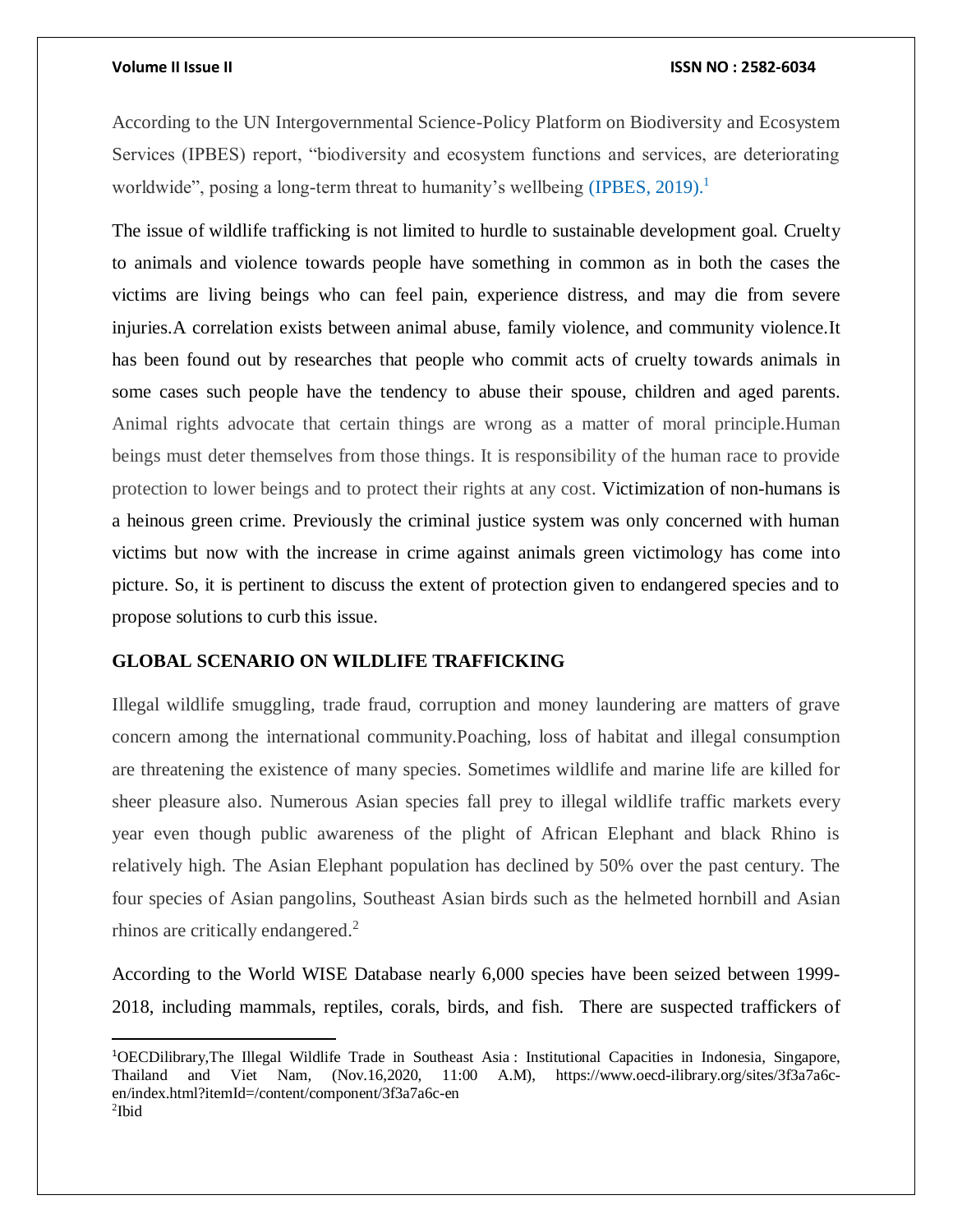According to the UN Intergovernmental Science-Policy Platform on Biodiversity and Ecosystem Services (IPBES) report, "biodiversity and ecosystem functions and services, are deteriorating worldwide", posing a long-term threat to humanity's wellbeing (IPBES, 2019).[1]

The issue of wildlife trafficking is not limited to hurdle to sustainable development goal. Cruelty to animals and violence towards people have something in common as in both the cases the victims are living beings who can feel pain, experience distress, and may die from severe injuries.A correlation exists between animal abuse, family violence, and community violence.It has been found out by researches that people who commit acts of cruelty towards animals in some cases such people have the tendency to abuse their spouse, children and aged parents. Animal rights advocate that certain things are wrong as a matter of moral principle.Human beings must deter themselves from those things. It is responsibility of the human race to provide protection to lower beings and to protect their rights at any cost. Victimization of non-humans is a heinous green crime. Previously the criminal justice system was only concerned with human victims but now with the increase in crime against animals green victimology has come into picture. So, it is pertinent to discuss the extent of protection given to endangered species and to propose solutions to curb this issue.

## GLOBAL SCENARIO ON WILDLIFE TRAFFICKING

Illegal wildlife smuggling, trade fraud, corruption and money laundering are matters of grave concern among the international community.Poaching, loss of habitat and illegal consumption are threatening the existence of many species. Sometimes wildlife and marine life are killed for sheer pleasure also. Numerous Asian species fall prey to illegal wildlife traffic markets every year even though public awareness of the plight of African Elephant and black Rhino is relatively high. The Asian Elephant population has declined by 50% over the past century. The four species of Asian pangolins, Southeast Asian birds such as the helmeted hornbill and Asian rhinos are critically endangered.[2]

According to the World WISE Database nearly 6,000 species have been seized between 1999-2018, including mammals, reptiles, corals, birds, and fish. There are suspected traffickers of

---

[1]OECDilibrary,The Illegal Wildlife Trade in Southeast Asia : Institutional Capacities in Indonesia, Singapore, Thailand and Viet Nam, (Nov.16,2020, 11:00 A.M), https://www.oecd-ilibrary.org/sites/3f3a7a6c-en/index.html?itemId=/content/component/3f3a7a6c-en

[2]Ibid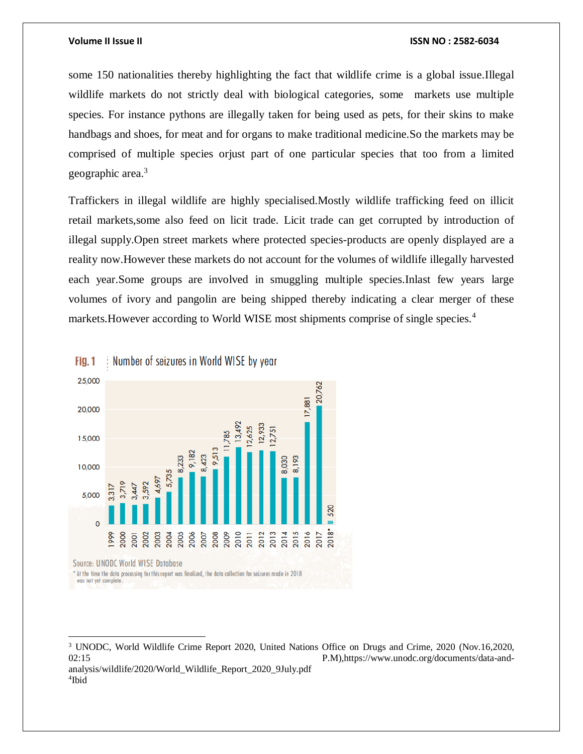some 150 nationalities thereby highlighting the fact that wildlife crime is a global issue.Illegal wildlife markets do not strictly deal with biological categories, some markets use multiple species. For instance pythons are illegally taken for being used as pets, for their skins to make handbags and shoes, for meat and for organs to make traditional medicine.So the markets may be comprised of multiple species orjust part of one particular species that too from a limited geographic area.[3]

Traffickers in illegal wildlife are highly specialised.Mostly wildlife trafficking feed on illicit retail markets,some also feed on licit trade. Licit trade can get corrupted by introduction of illegal supply.Open street markets where protected species-products are openly displayed are a reality now.However these markets do not account for the volumes of wildlife illegally harvested each year.Some groups are involved in smuggling multiple species.Inlast few years large volumes of ivory and pangolin are being shipped thereby indicating a clear merger of these markets.However according to World WISE most shipments comprise of single species.[4]

**Fig. 1** Number of seizures in World WISE by year

| Year | Seizures |
|---|---|
| 1999 | 3,317 |
| 2000 | 3,719 |
| 2001 | 3,447 |
| 2002 | 3,592 |
| 2003 | 4,697 |
| 2004 | 5,735 |
| 2005 | 8,233 |
| 2006 | 9,182 |
| 2007 | 8,423 |
| 2008 | 9,513 |
| 2009 | 11,785 |
| 2010 | 13,492 |
| 2011 | 12,625 |
| 2012 | 12,933 |
| 2013 | 12,751 |
| 2014 | 8,030 |
| 2015 | 8,193 |
| 2016 | 17,881 |
| 2017 | 20,762 |
| 2018* | 520 |

Source: UNODC World WISE Database

\* At the time the data processing for this report was finalized, the data collection for seizures made in 2018 was not yet complete.

---

[3] UNODC, World Wildlife Crime Report 2020, United Nations Office on Drugs and Crime, 2020 (Nov.16,2020, 02:15 P.M),https://www.unodc.org/documents/data-and-analysis/wildlife/2020/World_Wildlife_Report_2020_9July.pdf

[4] Ibid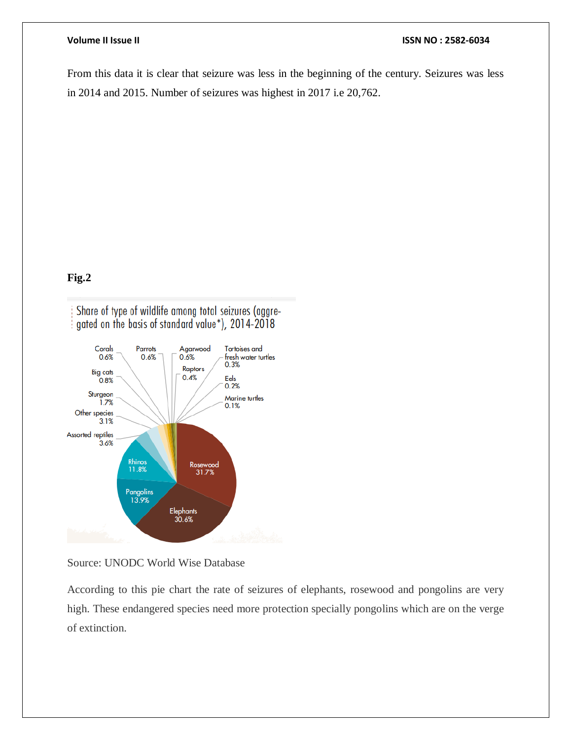From this data it is clear that seizure was less in the beginning of the century. Seizures was less in 2014 and 2015. Number of seizures was highest in 2017 i.e 20,762.

**Fig.2**

Share of type of wildlife among total seizures (aggregated on the basis of standard value*), 2014-2018

- Rosewood 31.7%
- Elephants 30.6%
- Pangolins 13.9%
- Rhinos 11.8%
- Assorted reptiles 3.6%
- Other species 3.1%
- Sturgeon 1.7%
- Big cats 0.8%
- Corals 0.6%
- Parrots 0.6%
- Agarwood 0.6%
- Raptors 0.4%
- Tortoises and fresh water turtles 0.3%
- Eels 0.2%
- Marine turtles 0.1%

Source: UNODC World Wise Database

According to this pie chart the rate of seizures of elephants, rosewood and pongolins are very high. These endangered species need more protection specially pongolins which are on the verge of extinction.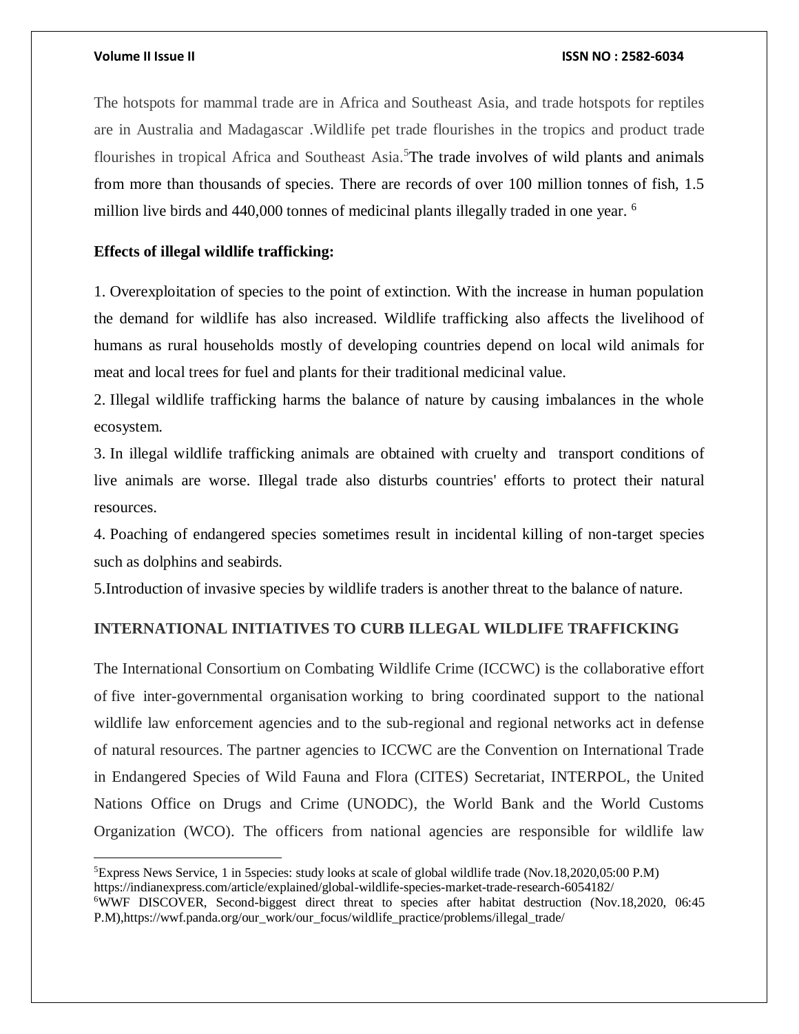The hotspots for mammal trade are in Africa and Southeast Asia, and trade hotspots for reptiles are in Australia and Madagascar .Wildlife pet trade flourishes in the tropics and product trade flourishes in tropical Africa and Southeast Asia.[5]The trade involves of wild plants and animals from more than thousands of species. There are records of over 100 million tonnes of fish, 1.5 million live birds and 440,000 tonnes of medicinal plants illegally traded in one year. [6]

**Effects of illegal wildlife trafficking:**

1. Overexploitation of species to the point of extinction. With the increase in human population the demand for wildlife has also increased. Wildlife trafficking also affects the livelihood of humans as rural households mostly of developing countries depend on local wild animals for meat and local trees for fuel and plants for their traditional medicinal value.
2. Illegal wildlife trafficking harms the balance of nature by causing imbalances in the whole ecosystem.
3. In illegal wildlife trafficking animals are obtained with cruelty and transport conditions of live animals are worse. Illegal trade also disturbs countries' efforts to protect their natural resources.
4. Poaching of endangered species sometimes result in incidental killing of non-target species such as dolphins and seabirds.
5. Introduction of invasive species by wildlife traders is another threat to the balance of nature.

## INTERNATIONAL INITIATIVES TO CURB ILLEGAL WILDLIFE TRAFFICKING

The International Consortium on Combating Wildlife Crime (ICCWC) is the collaborative effort of five inter-governmental organisation working to bring coordinated support to the national wildlife law enforcement agencies and to the sub-regional and regional networks act in defense of natural resources. The partner agencies to ICCWC are the Convention on International Trade in Endangered Species of Wild Fauna and Flora (CITES) Secretariat, INTERPOL, the United Nations Office on Drugs and Crime (UNODC), the World Bank and the World Customs Organization (WCO). The officers from national agencies are responsible for wildlife law

---

[5]Express News Service, 1 in 5species: study looks at scale of global wildlife trade (Nov.18,2020,05:00 P.M) https://indianexpress.com/article/explained/global-wildlife-species-market-trade-research-6054182/

[6]WWF DISCOVER, Second-biggest direct threat to species after habitat destruction (Nov.18,2020, 06:45 P.M),https://wwf.panda.org/our_work/our_focus/wildlife_practice/problems/illegal_trade/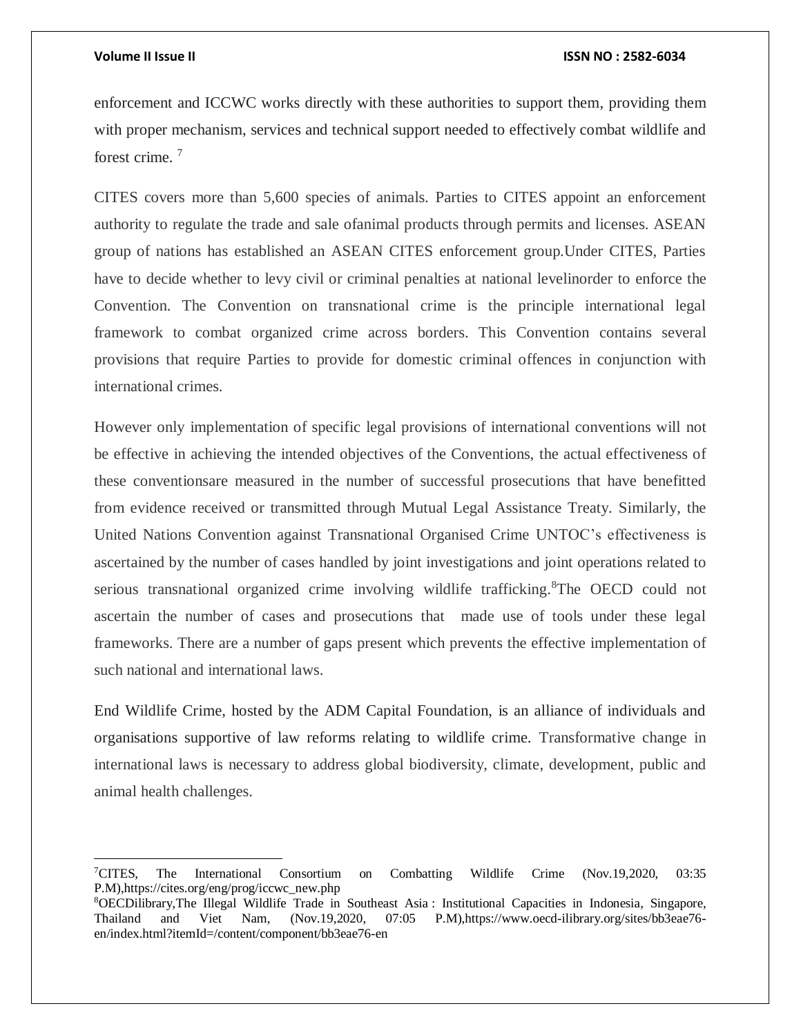enforcement and ICCWC works directly with these authorities to support them, providing them with proper mechanism, services and technical support needed to effectively combat wildlife and forest crime. [7]

CITES covers more than 5,600 species of animals. Parties to CITES appoint an enforcement authority to regulate the trade and sale ofanimal products through permits and licenses. ASEAN group of nations has established an ASEAN CITES enforcement group.Under CITES, Parties have to decide whether to levy civil or criminal penalties at national levelinorder to enforce the Convention. The Convention on transnational crime is the principle international legal framework to combat organized crime across borders. This Convention contains several provisions that require Parties to provide for domestic criminal offences in conjunction with international crimes.

However only implementation of specific legal provisions of international conventions will not be effective in achieving the intended objectives of the Conventions, the actual effectiveness of these conventionsare measured in the number of successful prosecutions that have benefitted from evidence received or transmitted through Mutual Legal Assistance Treaty. Similarly, the United Nations Convention against Transnational Organised Crime UNTOC's effectiveness is ascertained by the number of cases handled by joint investigations and joint operations related to serious transnational organized crime involving wildlife trafficking.[8]The OECD could not ascertain the number of cases and prosecutions that made use of tools under these legal frameworks. There are a number of gaps present which prevents the effective implementation of such national and international laws.

End Wildlife Crime, hosted by the ADM Capital Foundation, is an alliance of individuals and organisations supportive of law reforms relating to wildlife crime. Transformative change in international laws is necessary to address global biodiversity, climate, development, public and animal health challenges.

---

[7]CITES, The International Consortium on Combatting Wildlife Crime (Nov.19,2020, 03:35 P.M),https://cites.org/eng/prog/iccwc_new.php

[8]OECDilibrary,The Illegal Wildlife Trade in Southeast Asia : Institutional Capacities in Indonesia, Singapore, Thailand and Viet Nam, (Nov.19,2020, 07:05 P.M),https://www.oecd-ilibrary.org/sites/bb3eae76-en/index.html?itemId=/content/component/bb3eae76-en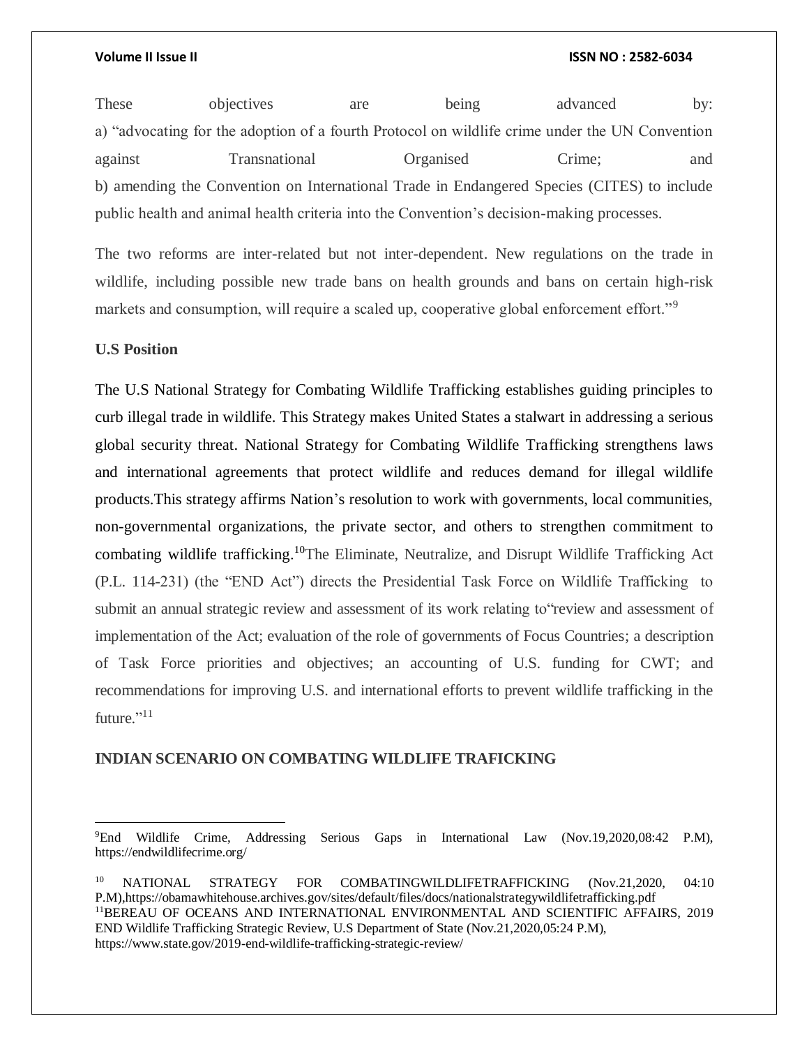These objectives are being advanced by:
a) "advocating for the adoption of a fourth Protocol on wildlife crime under the UN Convention against Transnational Organised Crime; and
b) amending the Convention on International Trade in Endangered Species (CITES) to include public health and animal health criteria into the Convention's decision-making processes.

The two reforms are inter-related but not inter-dependent. New regulations on the trade in wildlife, including possible new trade bans on health grounds and bans on certain high-risk markets and consumption, will require a scaled up, cooperative global enforcement effort."[9]

**U.S Position**

The U.S National Strategy for Combating Wildlife Trafficking establishes guiding principles to curb illegal trade in wildlife. This Strategy makes United States a stalwart in addressing a serious global security threat. National Strategy for Combating Wildlife Trafficking strengthens laws and international agreements that protect wildlife and reduces demand for illegal wildlife products.This strategy affirms Nation's resolution to work with governments, local communities, non-governmental organizations, the private sector, and others to strengthen commitment to combating wildlife trafficking.[10]The Eliminate, Neutralize, and Disrupt Wildlife Trafficking Act (P.L. 114-231) (the "END Act") directs the Presidential Task Force on Wildlife Trafficking to submit an annual strategic review and assessment of its work relating to"review and assessment of implementation of the Act; evaluation of the role of governments of Focus Countries; a description of Task Force priorities and objectives; an accounting of U.S. funding for CWT; and recommendations for improving U.S. and international efforts to prevent wildlife trafficking in the future."[11]

**INDIAN SCENARIO ON COMBATING WILDLIFE TRAFICKING**

---

[9]End Wildlife Crime, Addressing Serious Gaps in International Law (Nov.19,2020,08:42 P.M), https://endwildlifecrime.org/

[10] NATIONAL STRATEGY FOR COMBATINGWILDLIFETRAFFICKING (Nov.21,2020, 04:10 P.M),https://obamawhitehouse.archives.gov/sites/default/files/docs/nationalstrategywildlifetrafficking.pdf

[11]BEREAU OF OCEANS AND INTERNATIONAL ENVIRONMENTAL AND SCIENTIFIC AFFAIRS, 2019 END Wildlife Trafficking Strategic Review, U.S Department of State (Nov.21,2020,05:24 P.M), https://www.state.gov/2019-end-wildlife-trafficking-strategic-review/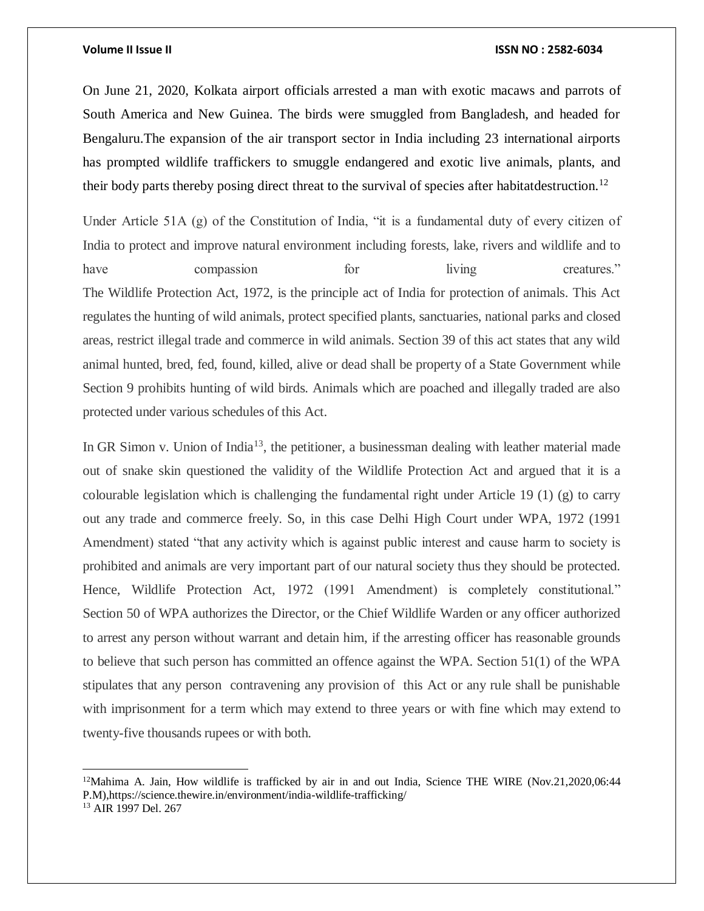On June 21, 2020, Kolkata airport officials arrested a man with exotic macaws and parrots of South America and New Guinea. The birds were smuggled from Bangladesh, and headed for Bengaluru.The expansion of the air transport sector in India including 23 international airports has prompted wildlife traffickers to smuggle endangered and exotic live animals, plants, and their body parts thereby posing direct threat to the survival of species after habitatdestruction.[12]

Under Article 51A (g) of the Constitution of India, "it is a fundamental duty of every citizen of India to protect and improve natural environment including forests, lake, rivers and wildlife and to have compassion for living creatures."
The Wildlife Protection Act, 1972, is the principle act of India for protection of animals. This Act regulates the hunting of wild animals, protect specified plants, sanctuaries, national parks and closed areas, restrict illegal trade and commerce in wild animals. Section 39 of this act states that any wild animal hunted, bred, fed, found, killed, alive or dead shall be property of a State Government while Section 9 prohibits hunting of wild birds. Animals which are poached and illegally traded are also protected under various schedules of this Act.

In GR Simon v. Union of India[13], the petitioner, a businessman dealing with leather material made out of snake skin questioned the validity of the Wildlife Protection Act and argued that it is a colourable legislation which is challenging the fundamental right under Article 19 (1) (g) to carry out any trade and commerce freely. So, in this case Delhi High Court under WPA, 1972 (1991 Amendment) stated "that any activity which is against public interest and cause harm to society is prohibited and animals are very important part of our natural society thus they should be protected. Hence, Wildlife Protection Act, 1972 (1991 Amendment) is completely constitutional." Section 50 of WPA authorizes the Director, or the Chief Wildlife Warden or any officer authorized to arrest any person without warrant and detain him, if the arresting officer has reasonable grounds to believe that such person has committed an offence against the WPA. Section 51(1) of the WPA stipulates that any person contravening any provision of this Act or any rule shall be punishable with imprisonment for a term which may extend to three years or with fine which may extend to twenty-five thousands rupees or with both.

---

[12] Mahima A. Jain, How wildlife is trafficked by air in and out India, Science THE WIRE (Nov.21,2020,06:44 P.M),https://science.thewire.in/environment/india-wildlife-trafficking/

[13] AIR 1997 Del. 267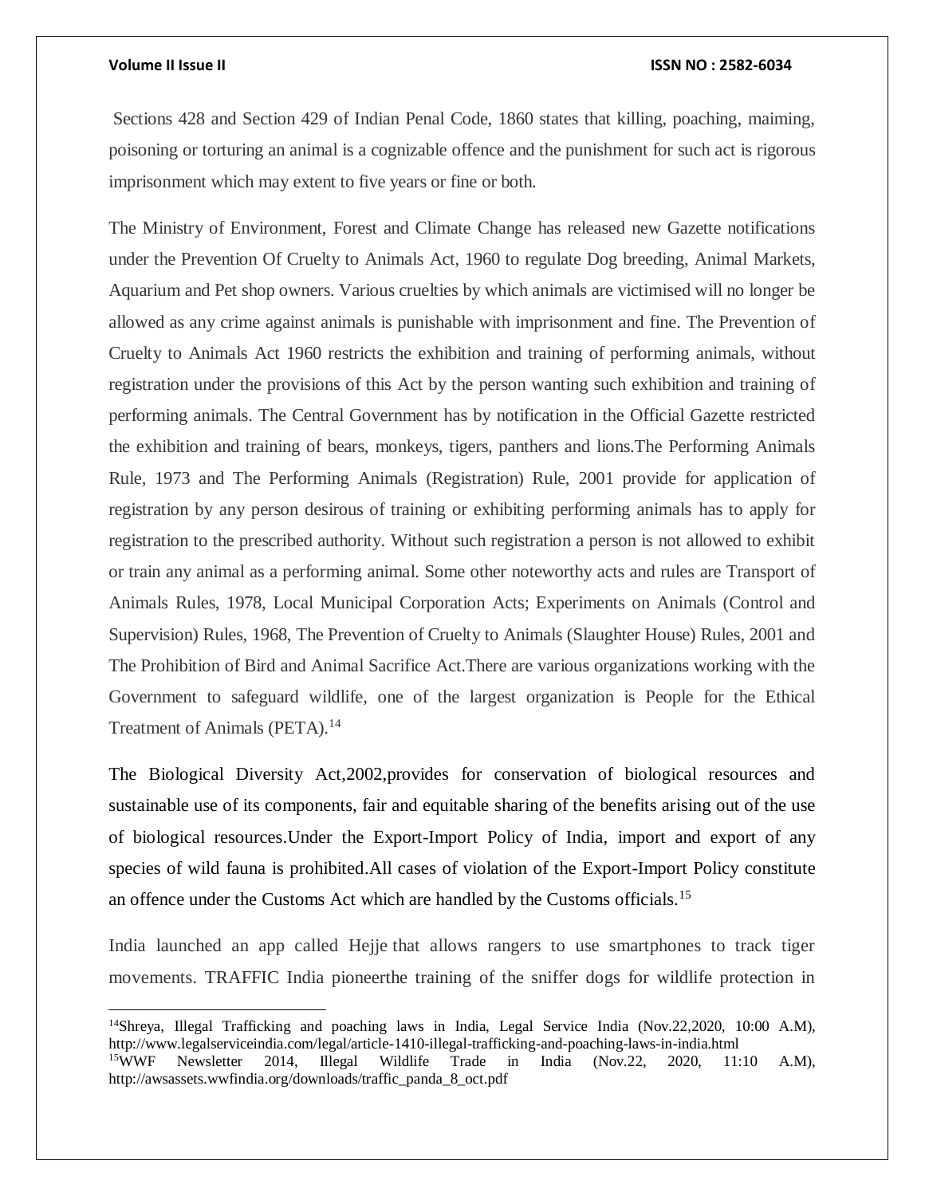Sections 428 and Section 429 of Indian Penal Code, 1860 states that killing, poaching, maiming, poisoning or torturing an animal is a cognizable offence and the punishment for such act is rigorous imprisonment which may extent to five years or fine or both.

The Ministry of Environment, Forest and Climate Change has released new Gazette notifications under the Prevention Of Cruelty to Animals Act, 1960 to regulate Dog breeding, Animal Markets, Aquarium and Pet shop owners. Various cruelties by which animals are victimised will no longer be allowed as any crime against animals is punishable with imprisonment and fine. The Prevention of Cruelty to Animals Act 1960 restricts the exhibition and training of performing animals, without registration under the provisions of this Act by the person wanting such exhibition and training of performing animals. The Central Government has by notification in the Official Gazette restricted the exhibition and training of bears, monkeys, tigers, panthers and lions.The Performing Animals Rule, 1973 and The Performing Animals (Registration) Rule, 2001 provide for application of registration by any person desirous of training or exhibiting performing animals has to apply for registration to the prescribed authority. Without such registration a person is not allowed to exhibit or train any animal as a performing animal. Some other noteworthy acts and rules are Transport of Animals Rules, 1978, Local Municipal Corporation Acts; Experiments on Animals (Control and Supervision) Rules, 1968, The Prevention of Cruelty to Animals (Slaughter House) Rules, 2001 and The Prohibition of Bird and Animal Sacrifice Act.There are various organizations working with the Government to safeguard wildlife, one of the largest organization is People for the Ethical Treatment of Animals (PETA).[14]

The Biological Diversity Act,2002,provides for conservation of biological resources and sustainable use of its components, fair and equitable sharing of the benefits arising out of the use of biological resources.Under the Export-Import Policy of India, import and export of any species of wild fauna is prohibited.All cases of violation of the Export-Import Policy constitute an offence under the Customs Act which are handled by the Customs officials.[15]

India launched an app called Hejje that allows rangers to use smartphones to track tiger movements. TRAFFIC India pioneerthe training of the sniffer dogs for wildlife protection in

[14]Shreya, Illegal Trafficking and poaching laws in India, Legal Service India (Nov.22,2020, 10:00 A.M), http://www.legalserviceindia.com/legal/article-1410-illegal-trafficking-and-poaching-laws-in-india.html

[15]WWF Newsletter 2014, Illegal Wildlife Trade in India (Nov.22, 2020, 11:10 A.M), http://awsassets.wwfindia.org/downloads/traffic_panda_8_oct.pdf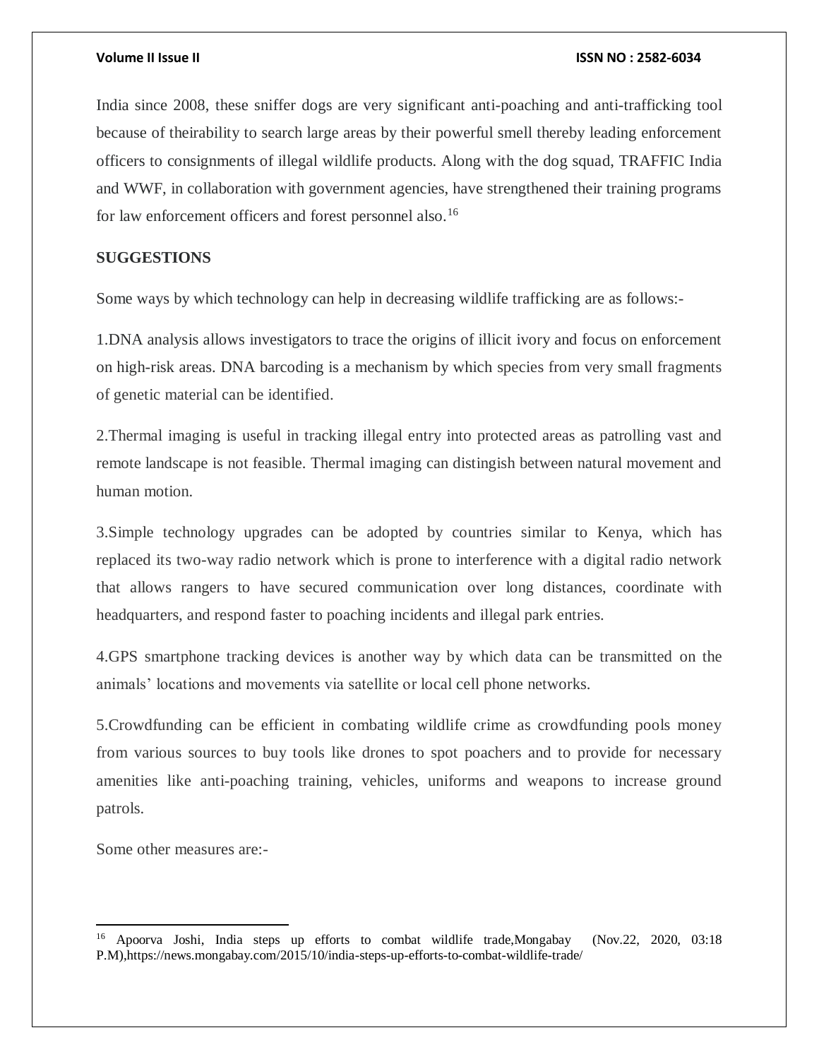India since 2008, these sniffer dogs are very significant anti-poaching and anti-trafficking tool because of theirability to search large areas by their powerful smell thereby leading enforcement officers to consignments of illegal wildlife products. Along with the dog squad, TRAFFIC India and WWF, in collaboration with government agencies, have strengthened their training programs for law enforcement officers and forest personnel also.[16]

## SUGGESTIONS

Some ways by which technology can help in decreasing wildlife trafficking are as follows:-

1.DNA analysis allows investigators to trace the origins of illicit ivory and focus on enforcement on high-risk areas. DNA barcoding is a mechanism by which species from very small fragments of genetic material can be identified.

2.Thermal imaging is useful in tracking illegal entry into protected areas as patrolling vast and remote landscape is not feasible. Thermal imaging can distingish between natural movement and human motion.

3.Simple technology upgrades can be adopted by countries similar to Kenya, which has replaced its two-way radio network which is prone to interference with a digital radio network that allows rangers to have secured communication over long distances, coordinate with headquarters, and respond faster to poaching incidents and illegal park entries.

4.GPS smartphone tracking devices is another way by which data can be transmitted on the animals' locations and movements via satellite or local cell phone networks.

5.Crowdfunding can be efficient in combating wildlife crime as crowdfunding pools money from various sources to buy tools like drones to spot poachers and to provide for necessary amenities like anti-poaching training, vehicles, uniforms and weapons to increase ground patrols.

Some other measures are:-

---

[16] Apoorva Joshi, India steps up efforts to combat wildlife trade,Mongabay (Nov.22, 2020, 03:18 P.M),https://news.mongabay.com/2015/10/india-steps-up-efforts-to-combat-wildlife-trade/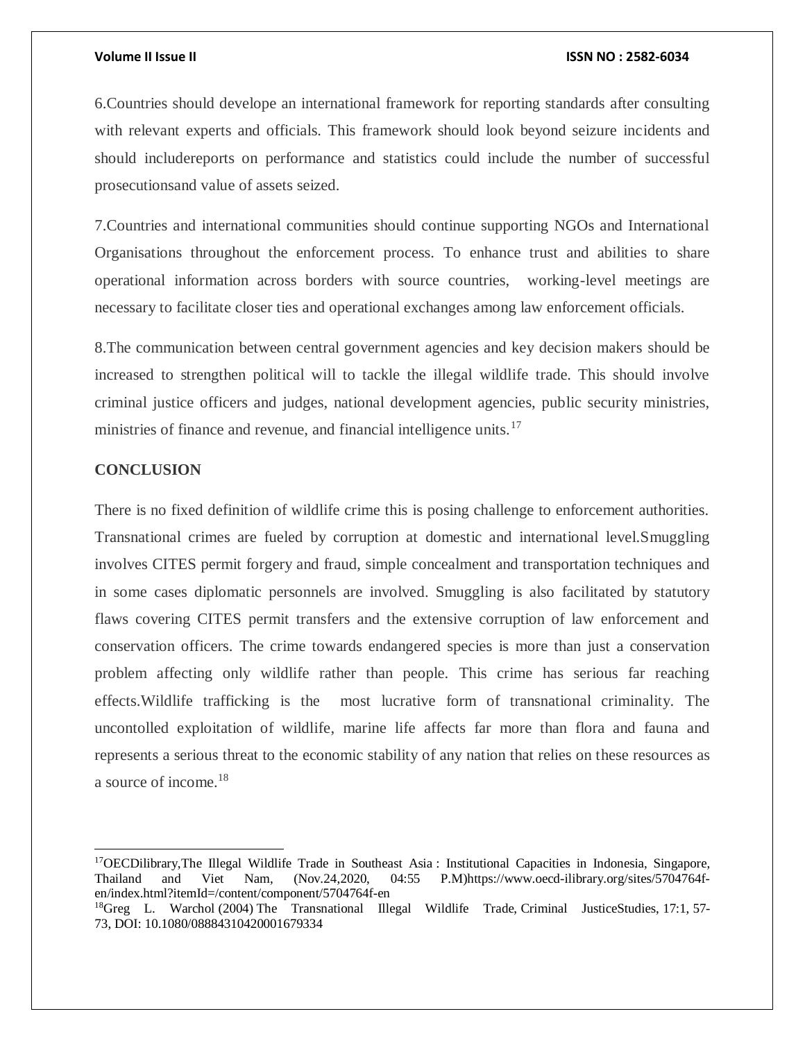6.Countries should develope an international framework for reporting standards after consulting with relevant experts and officials. This framework should look beyond seizure incidents and should includereports on performance and statistics could include the number of successful prosecutionsand value of assets seized.

7.Countries and international communities should continue supporting NGOs and International Organisations throughout the enforcement process. To enhance trust and abilities to share operational information across borders with source countries, working-level meetings are necessary to facilitate closer ties and operational exchanges among law enforcement officials.

8.The communication between central government agencies and key decision makers should be increased to strengthen political will to tackle the illegal wildlife trade. This should involve criminal justice officers and judges, national development agencies, public security ministries, ministries of finance and revenue, and financial intelligence units.[17]

**CONCLUSION**

There is no fixed definition of wildlife crime this is posing challenge to enforcement authorities. Transnational crimes are fueled by corruption at domestic and international level.Smuggling involves CITES permit forgery and fraud, simple concealment and transportation techniques and in some cases diplomatic personnels are involved. Smuggling is also facilitated by statutory flaws covering CITES permit transfers and the extensive corruption of law enforcement and conservation officers. The crime towards endangered species is more than just a conservation problem affecting only wildlife rather than people. This crime has serious far reaching effects.Wildlife trafficking is the most lucrative form of transnational criminality. The uncontolled exploitation of wildlife, marine life affects far more than flora and fauna and represents a serious threat to the economic stability of any nation that relies on these resources as a source of income.[18]

---

[17]OECDilibrary,The Illegal Wildlife Trade in Southeast Asia : Institutional Capacities in Indonesia, Singapore, Thailand and Viet Nam, (Nov.24,2020, 04:55 P.M)https://www.oecd-ilibrary.org/sites/5704764f-en/index.html?itemId=/content/component/5704764f-en

[18]Greg L. Warchol (2004) The Transnational Illegal Wildlife Trade, Criminal JusticeStudies, 17:1, 57-73, DOI: 10.1080/08884310420001679334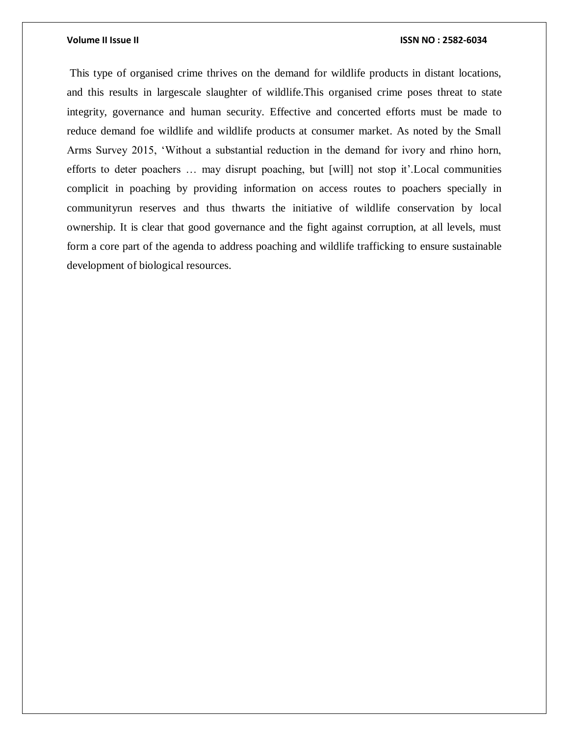This type of organised crime thrives on the demand for wildlife products in distant locations, and this results in largescale slaughter of wildlife.This organised crime poses threat to state integrity, governance and human security. Effective and concerted efforts must be made to reduce demand foe wildlife and wildlife products at consumer market. As noted by the Small Arms Survey 2015, 'Without a substantial reduction in the demand for ivory and rhino horn, efforts to deter poachers … may disrupt poaching, but [will] not stop it'.Local communities complicit in poaching by providing information on access routes to poachers specially in communityrun reserves and thus thwarts the initiative of wildlife conservation by local ownership. It is clear that good governance and the fight against corruption, at all levels, must form a core part of the agenda to address poaching and wildlife trafficking to ensure sustainable development of biological resources.